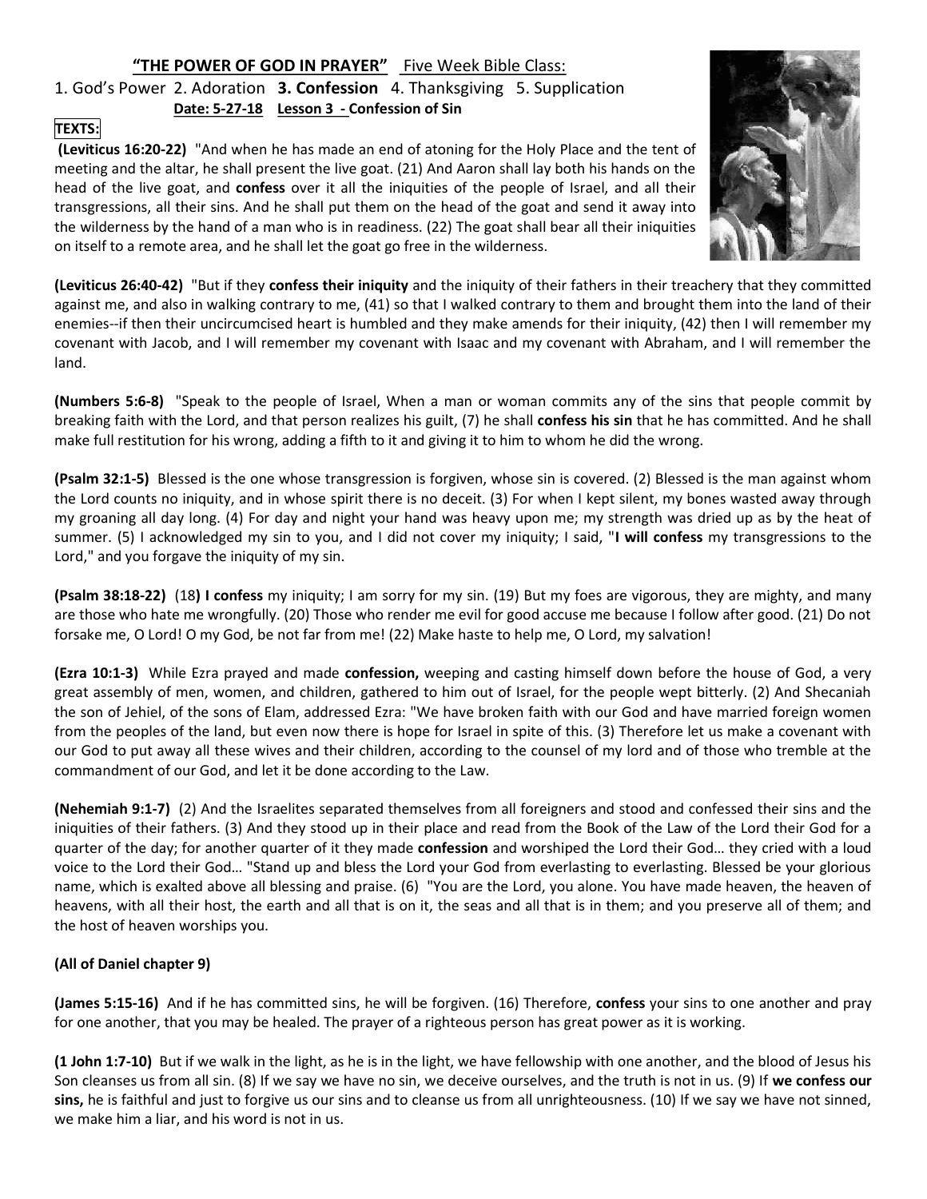## "THE POWER OF GOD IN PRAYER" Five Week Bible Class:

1. God's Power 2. Adoration **3. Confession** 4. Thanksgiving 5. Supplication

**Date: 5-27-18 Lesson 3 - Confession of Sin**

**TEXTS:**

**(Leviticus 16:20-22)** "And when he has made an end of atoning for the Holy Place and the tent of meeting and the altar, he shall present the live goat. (21) And Aaron shall lay both his hands on the head of the live goat, and **confess** over it all the iniquities of the people of Israel, and all their transgressions, all their sins. And he shall put them on the head of the goat and send it away into the wilderness by the hand of a man who is in readiness. (22) The goat shall bear all their iniquities on itself to a remote area, and he shall let the goat go free in the wilderness.

**(Leviticus 26:40-42)** "But if they **confess their iniquity** and the iniquity of their fathers in their treachery that they committed against me, and also in walking contrary to me, (41) so that I walked contrary to them and brought them into the land of their enemies--if then their uncircumcised heart is humbled and they make amends for their iniquity, (42) then I will remember my covenant with Jacob, and I will remember my covenant with Isaac and my covenant with Abraham, and I will remember the land.

**(Numbers 5:6-8)** "Speak to the people of Israel, When a man or woman commits any of the sins that people commit by breaking faith with the Lord, and that person realizes his guilt, (7) he shall **confess his sin** that he has committed. And he shall make full restitution for his wrong, adding a fifth to it and giving it to him to whom he did the wrong.

**(Psalm 32:1-5)** Blessed is the one whose transgression is forgiven, whose sin is covered. (2) Blessed is the man against whom the Lord counts no iniquity, and in whose spirit there is no deceit. (3) For when I kept silent, my bones wasted away through my groaning all day long. (4) For day and night your hand was heavy upon me; my strength was dried up as by the heat of summer. (5) I acknowledged my sin to you, and I did not cover my iniquity; I said, "**I will confess** my transgressions to the Lord," and you forgave the iniquity of my sin.

**(Psalm 38:18-22)** (18**) I confess** my iniquity; I am sorry for my sin. (19) But my foes are vigorous, they are mighty, and many are those who hate me wrongfully. (20) Those who render me evil for good accuse me because I follow after good. (21) Do not forsake me, O Lord! O my God, be not far from me! (22) Make haste to help me, O Lord, my salvation!

**(Ezra 10:1-3)** While Ezra prayed and made **confession,** weeping and casting himself down before the house of God, a very great assembly of men, women, and children, gathered to him out of Israel, for the people wept bitterly. (2) And Shecaniah the son of Jehiel, of the sons of Elam, addressed Ezra: "We have broken faith with our God and have married foreign women from the peoples of the land, but even now there is hope for Israel in spite of this. (3) Therefore let us make a covenant with our God to put away all these wives and their children, according to the counsel of my lord and of those who tremble at the commandment of our God, and let it be done according to the Law.

**(Nehemiah 9:1-7)** (2) And the Israelites separated themselves from all foreigners and stood and confessed their sins and the iniquities of their fathers. (3) And they stood up in their place and read from the Book of the Law of the Lord their God for a quarter of the day; for another quarter of it they made **confession** and worshiped the Lord their God… they cried with a loud voice to the Lord their God… "Stand up and bless the Lord your God from everlasting to everlasting. Blessed be your glorious name, which is exalted above all blessing and praise. (6) "You are the Lord, you alone. You have made heaven, the heaven of heavens, with all their host, the earth and all that is on it, the seas and all that is in them; and you preserve all of them; and the host of heaven worships you.

**(All of Daniel chapter 9)**

**(James 5:15-16)** And if he has committed sins, he will be forgiven. (16) Therefore, **confess** your sins to one another and pray for one another, that you may be healed. The prayer of a righteous person has great power as it is working.

**(1 John 1:7-10)** But if we walk in the light, as he is in the light, we have fellowship with one another, and the blood of Jesus his Son cleanses us from all sin. (8) If we say we have no sin, we deceive ourselves, and the truth is not in us. (9) If **we confess our sins,** he is faithful and just to forgive us our sins and to cleanse us from all unrighteousness. (10) If we say we have not sinned, we make him a liar, and his word is not in us.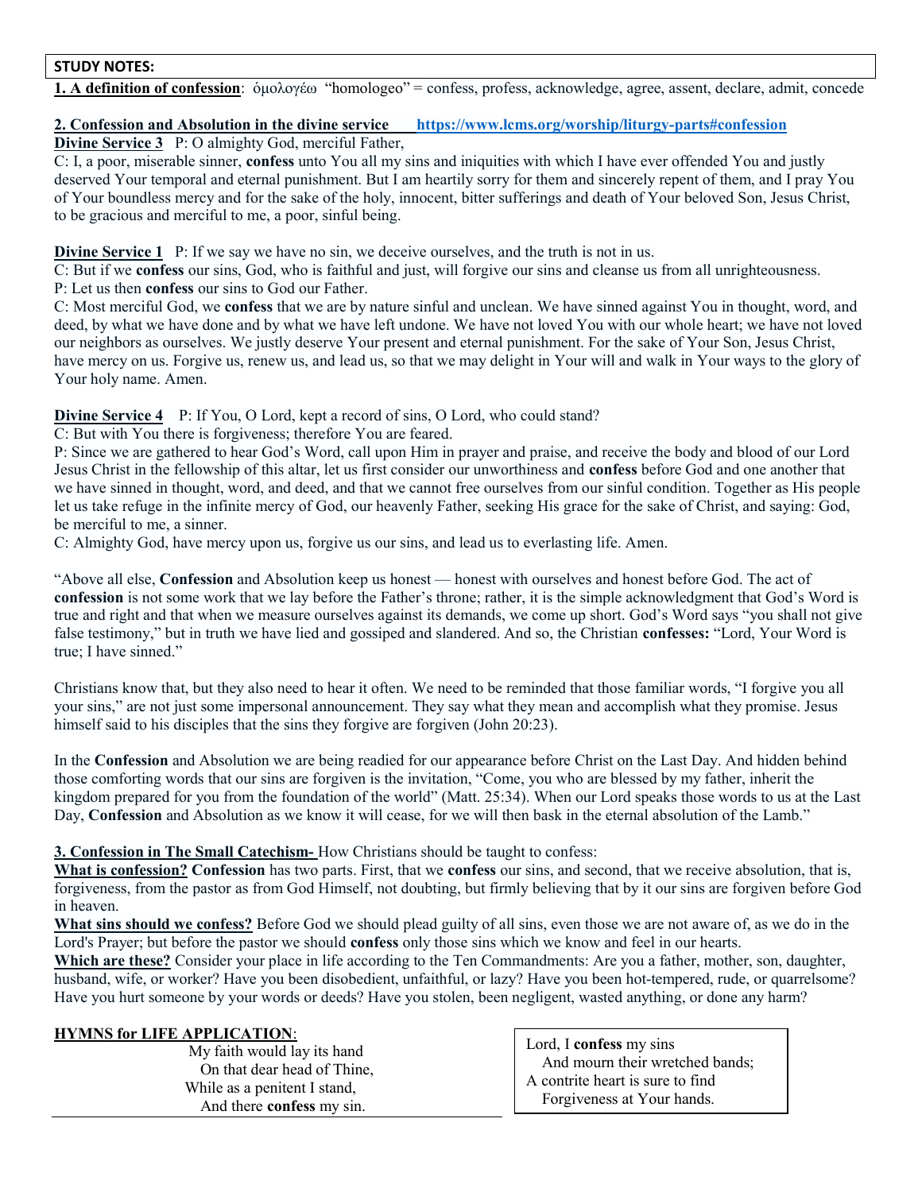**STUDY NOTES:**

**1. A definition of confession**: ὁμολογέω "homologeo" = confess, profess, acknowledge, agree, assent, declare, admit, concede

**2. Confession and Absolution in the divine service** **https://www.lcms.org/worship/liturgy-parts#confession**

**Divine Service 3** P: O almighty God, merciful Father,

C: I, a poor, miserable sinner, **confess** unto You all my sins and iniquities with which I have ever offended You and justly deserved Your temporal and eternal punishment. But I am heartily sorry for them and sincerely repent of them, and I pray You of Your boundless mercy and for the sake of the holy, innocent, bitter sufferings and death of Your beloved Son, Jesus Christ, to be gracious and merciful to me, a poor, sinful being.

**Divine Service 1** P: If we say we have no sin, we deceive ourselves, and the truth is not in us.

C: But if we **confess** our sins, God, who is faithful and just, will forgive our sins and cleanse us from all unrighteousness.

P: Let us then **confess** our sins to God our Father.

C: Most merciful God, we **confess** that we are by nature sinful and unclean. We have sinned against You in thought, word, and deed, by what we have done and by what we have left undone. We have not loved You with our whole heart; we have not loved our neighbors as ourselves. We justly deserve Your present and eternal punishment. For the sake of Your Son, Jesus Christ, have mercy on us. Forgive us, renew us, and lead us, so that we may delight in Your will and walk in Your ways to the glory of Your holy name. Amen.

**Divine Service 4** P: If You, O Lord, kept a record of sins, O Lord, who could stand?

C: But with You there is forgiveness; therefore You are feared.

P: Since we are gathered to hear God's Word, call upon Him in prayer and praise, and receive the body and blood of our Lord Jesus Christ in the fellowship of this altar, let us first consider our unworthiness and **confess** before God and one another that we have sinned in thought, word, and deed, and that we cannot free ourselves from our sinful condition. Together as His people let us take refuge in the infinite mercy of God, our heavenly Father, seeking His grace for the sake of Christ, and saying: God, be merciful to me, a sinner.

C: Almighty God, have mercy upon us, forgive us our sins, and lead us to everlasting life. Amen.

"Above all else, **Confession** and Absolution keep us honest — honest with ourselves and honest before God. The act of **confession** is not some work that we lay before the Father's throne; rather, it is the simple acknowledgment that God's Word is true and right and that when we measure ourselves against its demands, we come up short. God's Word says "you shall not give false testimony," but in truth we have lied and gossiped and slandered. And so, the Christian **confesses:** "Lord, Your Word is true; I have sinned."

Christians know that, but they also need to hear it often. We need to be reminded that those familiar words, "I forgive you all your sins," are not just some impersonal announcement. They say what they mean and accomplish what they promise. Jesus himself said to his disciples that the sins they forgive are forgiven (John 20:23).

In the **Confession** and Absolution we are being readied for our appearance before Christ on the Last Day. And hidden behind those comforting words that our sins are forgiven is the invitation, "Come, you who are blessed by my father, inherit the kingdom prepared for you from the foundation of the world" (Matt. 25:34). When our Lord speaks those words to us at the Last Day, **Confession** and Absolution as we know it will cease, for we will then bask in the eternal absolution of the Lamb."

**3. Confession in The Small Catechism-** How Christians should be taught to confess:

**What is confession? Confession** has two parts. First, that we **confess** our sins, and second, that we receive absolution, that is, forgiveness, from the pastor as from God Himself, not doubting, but firmly believing that by it our sins are forgiven before God in heaven.

**What sins should we confess?** Before God we should plead guilty of all sins, even those we are not aware of, as we do in the Lord's Prayer; but before the pastor we should **confess** only those sins which we know and feel in our hearts.

**Which are these?** Consider your place in life according to the Ten Commandments: Are you a father, mother, son, daughter, husband, wife, or worker? Have you been disobedient, unfaithful, or lazy? Have you been hot-tempered, rude, or quarrelsome? Have you hurt someone by your words or deeds? Have you stolen, been negligent, wasted anything, or done any harm?

**HYMNS for LIFE APPLICATION**:

My faith would lay its hand
On that dear head of Thine,
While as a penitent I stand,
And there **confess** my sin.

Lord, I **confess** my sins
And mourn their wretched bands;
A contrite heart is sure to find
Forgiveness at Your hands.